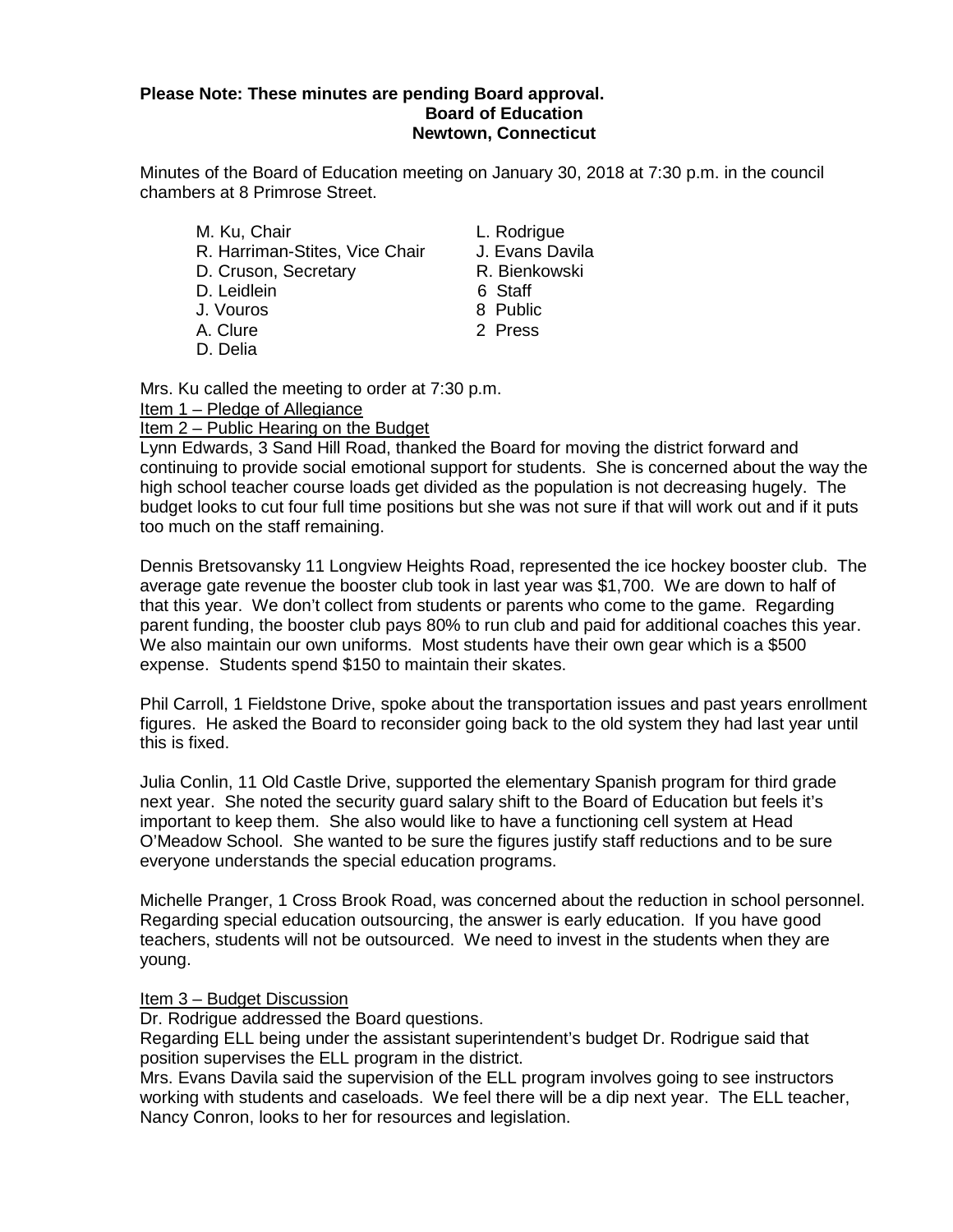**Please Note: These minutes are pending Board approval.**

**Board of Education**
**Newtown, Connecticut**

Minutes of the Board of Education meeting on January 30, 2018 at 7:30 p.m. in the council chambers at 8 Primrose Street.

M. Ku, Chair
R. Harriman-Stites, Vice Chair
D. Cruson, Secretary
D. Leidlein
J. Vouros
A. Clure
D. Delia
L. Rodrigue
J. Evans Davila
R. Bienkowski
6 Staff
8 Public
2 Press

Mrs. Ku called the meeting to order at 7:30 p.m.

Item 1 – Pledge of Allegiance

Item 2 – Public Hearing on the Budget

Lynn Edwards, 3 Sand Hill Road, thanked the Board for moving the district forward and continuing to provide social emotional support for students. She is concerned about the way the high school teacher course loads get divided as the population is not decreasing hugely. The budget looks to cut four full time positions but she was not sure if that will work out and if it puts too much on the staff remaining.

Dennis Bretsovansky 11 Longview Heights Road, represented the ice hockey booster club. The average gate revenue the booster club took in last year was $1,700. We are down to half of that this year. We don't collect from students or parents who come to the game. Regarding parent funding, the booster club pays 80% to run club and paid for additional coaches this year. We also maintain our own uniforms. Most students have their own gear which is a $500 expense. Students spend $150 to maintain their skates.

Phil Carroll, 1 Fieldstone Drive, spoke about the transportation issues and past years enrollment figures. He asked the Board to reconsider going back to the old system they had last year until this is fixed.

Julia Conlin, 11 Old Castle Drive, supported the elementary Spanish program for third grade next year. She noted the security guard salary shift to the Board of Education but feels it's important to keep them. She also would like to have a functioning cell system at Head O'Meadow School. She wanted to be sure the figures justify staff reductions and to be sure everyone understands the special education programs.

Michelle Pranger, 1 Cross Brook Road, was concerned about the reduction in school personnel. Regarding special education outsourcing, the answer is early education. If you have good teachers, students will not be outsourced. We need to invest in the students when they are young.

Item 3 – Budget Discussion

Dr. Rodrigue addressed the Board questions.

Regarding ELL being under the assistant superintendent's budget Dr. Rodrigue said that position supervises the ELL program in the district.

Mrs. Evans Davila said the supervision of the ELL program involves going to see instructors working with students and caseloads. We feel there will be a dip next year. The ELL teacher, Nancy Conron, looks to her for resources and legislation.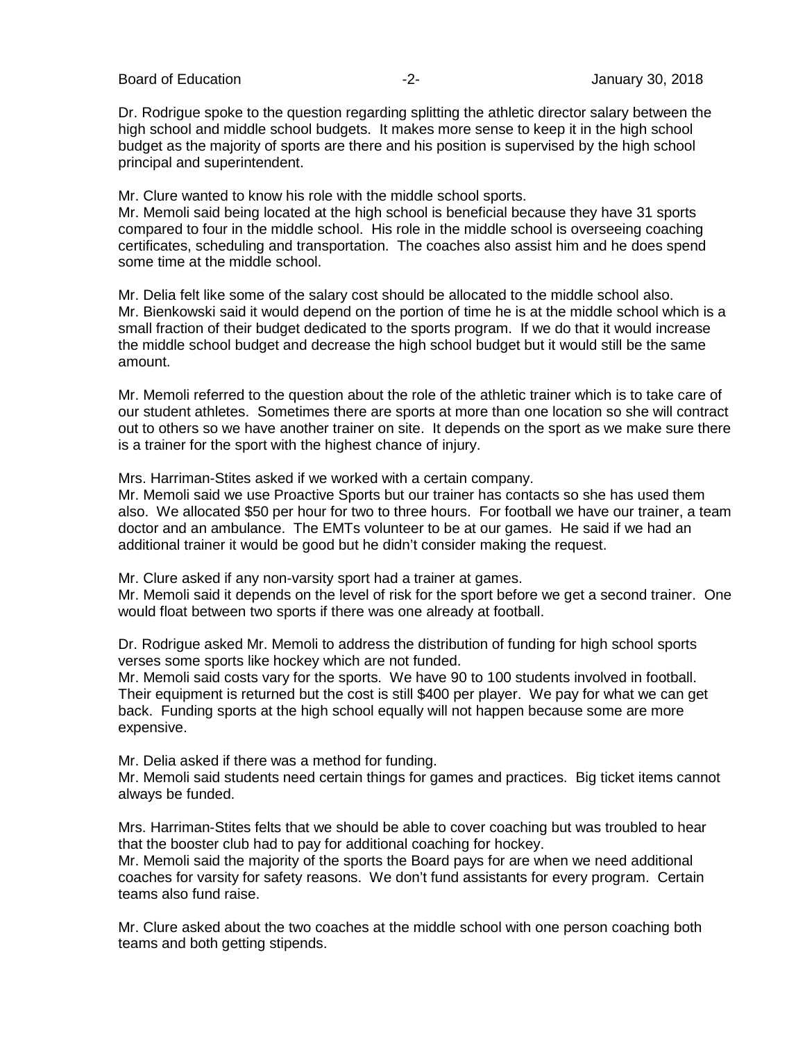Dr. Rodrigue spoke to the question regarding splitting the athletic director salary between the high school and middle school budgets. It makes more sense to keep it in the high school budget as the majority of sports are there and his position is supervised by the high school principal and superintendent.

Mr. Clure wanted to know his role with the middle school sports.
Mr. Memoli said being located at the high school is beneficial because they have 31 sports compared to four in the middle school. His role in the middle school is overseeing coaching certificates, scheduling and transportation. The coaches also assist him and he does spend some time at the middle school.

Mr. Delia felt like some of the salary cost should be allocated to the middle school also.
Mr. Bienkowski said it would depend on the portion of time he is at the middle school which is a small fraction of their budget dedicated to the sports program. If we do that it would increase the middle school budget and decrease the high school budget but it would still be the same amount.

Mr. Memoli referred to the question about the role of the athletic trainer which is to take care of our student athletes. Sometimes there are sports at more than one location so she will contract out to others so we have another trainer on site. It depends on the sport as we make sure there is a trainer for the sport with the highest chance of injury.

Mrs. Harriman-Stites asked if we worked with a certain company.
Mr. Memoli said we use Proactive Sports but our trainer has contacts so she has used them also. We allocated $50 per hour for two to three hours. For football we have our trainer, a team doctor and an ambulance. The EMTs volunteer to be at our games. He said if we had an additional trainer it would be good but he didn't consider making the request.

Mr. Clure asked if any non-varsity sport had a trainer at games.
Mr. Memoli said it depends on the level of risk for the sport before we get a second trainer. One would float between two sports if there was one already at football.

Dr. Rodrigue asked Mr. Memoli to address the distribution of funding for high school sports verses some sports like hockey which are not funded.
Mr. Memoli said costs vary for the sports. We have 90 to 100 students involved in football. Their equipment is returned but the cost is still $400 per player. We pay for what we can get back. Funding sports at the high school equally will not happen because some are more expensive.

Mr. Delia asked if there was a method for funding.
Mr. Memoli said students need certain things for games and practices. Big ticket items cannot always be funded.

Mrs. Harriman-Stites felts that we should be able to cover coaching but was troubled to hear that the booster club had to pay for additional coaching for hockey.
Mr. Memoli said the majority of the sports the Board pays for are when we need additional coaches for varsity for safety reasons. We don't fund assistants for every program. Certain teams also fund raise.

Mr. Clure asked about the two coaches at the middle school with one person coaching both teams and both getting stipends.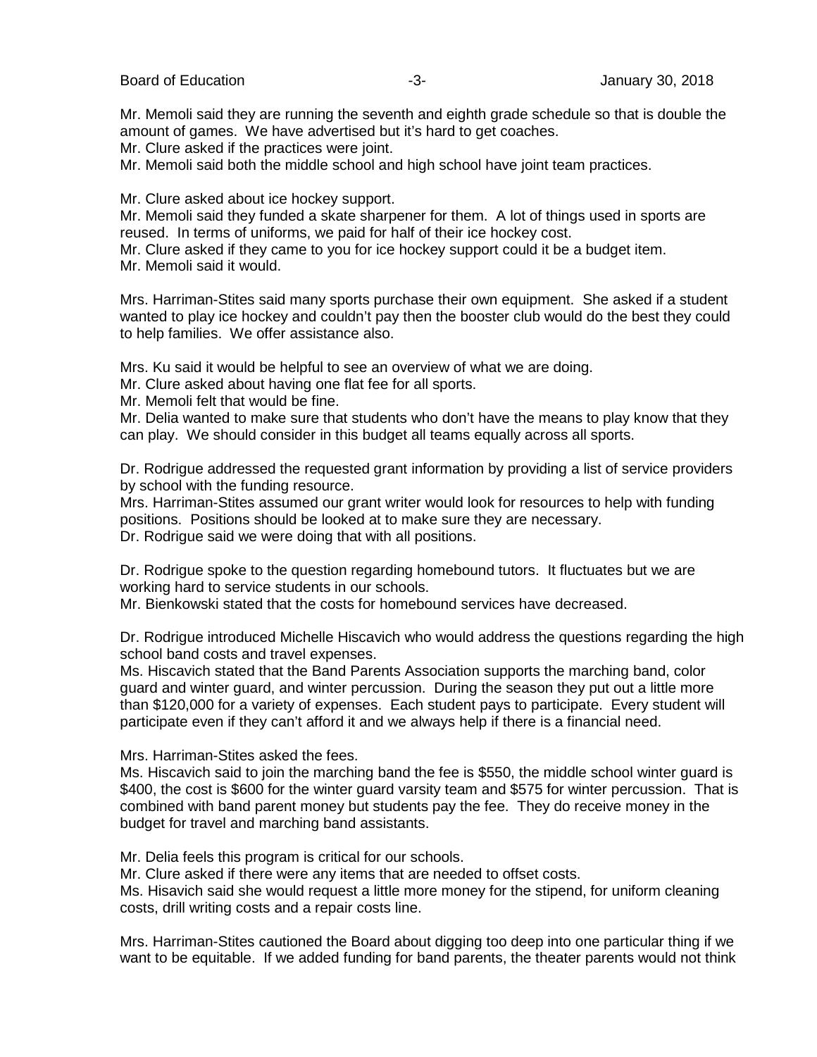Mr. Memoli said they are running the seventh and eighth grade schedule so that is double the amount of games. We have advertised but it's hard to get coaches.
Mr. Clure asked if the practices were joint.
Mr. Memoli said both the middle school and high school have joint team practices.

Mr. Clure asked about ice hockey support.
Mr. Memoli said they funded a skate sharpener for them. A lot of things used in sports are reused. In terms of uniforms, we paid for half of their ice hockey cost.
Mr. Clure asked if they came to you for ice hockey support could it be a budget item.
Mr. Memoli said it would.

Mrs. Harriman-Stites said many sports purchase their own equipment. She asked if a student wanted to play ice hockey and couldn't pay then the booster club would do the best they could to help families. We offer assistance also.

Mrs. Ku said it would be helpful to see an overview of what we are doing.
Mr. Clure asked about having one flat fee for all sports.
Mr. Memoli felt that would be fine.
Mr. Delia wanted to make sure that students who don't have the means to play know that they can play. We should consider in this budget all teams equally across all sports.

Dr. Rodrigue addressed the requested grant information by providing a list of service providers by school with the funding resource.
Mrs. Harriman-Stites assumed our grant writer would look for resources to help with funding positions. Positions should be looked at to make sure they are necessary.
Dr. Rodrigue said we were doing that with all positions.

Dr. Rodrigue spoke to the question regarding homebound tutors. It fluctuates but we are working hard to service students in our schools.
Mr. Bienkowski stated that the costs for homebound services have decreased.

Dr. Rodrigue introduced Michelle Hiscavich who would address the questions regarding the high school band costs and travel expenses.
Ms. Hiscavich stated that the Band Parents Association supports the marching band, color guard and winter guard, and winter percussion. During the season they put out a little more than $120,000 for a variety of expenses. Each student pays to participate. Every student will participate even if they can't afford it and we always help if there is a financial need.

Mrs. Harriman-Stites asked the fees.
Ms. Hiscavich said to join the marching band the fee is $550, the middle school winter guard is $400, the cost is $600 for the winter guard varsity team and $575 for winter percussion. That is combined with band parent money but students pay the fee. They do receive money in the budget for travel and marching band assistants.

Mr. Delia feels this program is critical for our schools.
Mr. Clure asked if there were any items that are needed to offset costs.
Ms. Hisavich said she would request a little more money for the stipend, for uniform cleaning costs, drill writing costs and a repair costs line.

Mrs. Harriman-Stites cautioned the Board about digging too deep into one particular thing if we want to be equitable. If we added funding for band parents, the theater parents would not think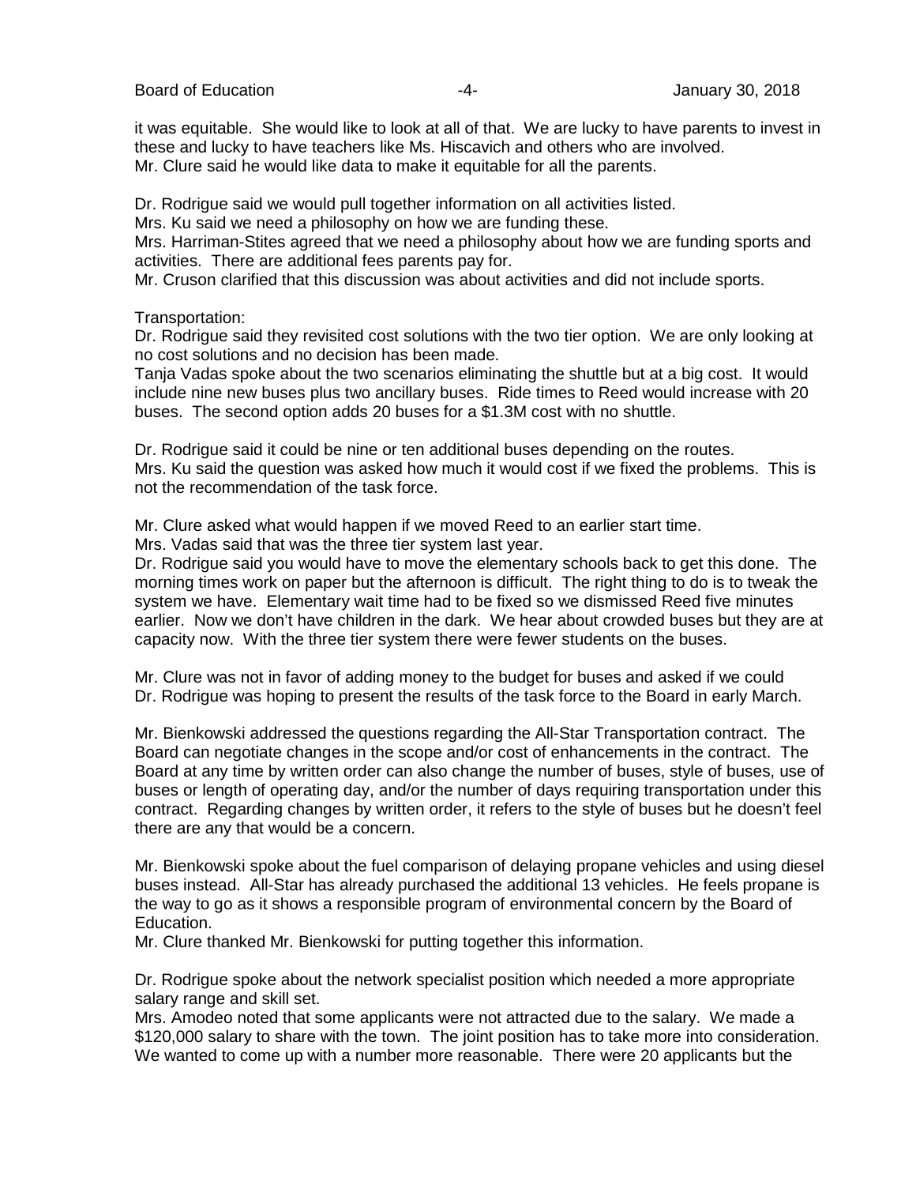it was equitable. She would like to look at all of that. We are lucky to have parents to invest in these and lucky to have teachers like Ms. Hiscavich and others who are involved.
Mr. Clure said he would like data to make it equitable for all the parents.

Dr. Rodrigue said we would pull together information on all activities listed.
Mrs. Ku said we need a philosophy on how we are funding these.
Mrs. Harriman-Stites agreed that we need a philosophy about how we are funding sports and activities. There are additional fees parents pay for.
Mr. Cruson clarified that this discussion was about activities and did not include sports.

Transportation:
Dr. Rodrigue said they revisited cost solutions with the two tier option. We are only looking at no cost solutions and no decision has been made.
Tanja Vadas spoke about the two scenarios eliminating the shuttle but at a big cost. It would include nine new buses plus two ancillary buses. Ride times to Reed would increase with 20 buses. The second option adds 20 buses for a $1.3M cost with no shuttle.

Dr. Rodrigue said it could be nine or ten additional buses depending on the routes.
Mrs. Ku said the question was asked how much it would cost if we fixed the problems. This is not the recommendation of the task force.

Mr. Clure asked what would happen if we moved Reed to an earlier start time.
Mrs. Vadas said that was the three tier system last year.
Dr. Rodrigue said you would have to move the elementary schools back to get this done. The morning times work on paper but the afternoon is difficult. The right thing to do is to tweak the system we have. Elementary wait time had to be fixed so we dismissed Reed five minutes earlier. Now we don't have children in the dark. We hear about crowded buses but they are at capacity now. With the three tier system there were fewer students on the buses.

Mr. Clure was not in favor of adding money to the budget for buses and asked if we could
Dr. Rodrigue was hoping to present the results of the task force to the Board in early March.

Mr. Bienkowski addressed the questions regarding the All-Star Transportation contract. The Board can negotiate changes in the scope and/or cost of enhancements in the contract. The Board at any time by written order can also change the number of buses, style of buses, use of buses or length of operating day, and/or the number of days requiring transportation under this contract. Regarding changes by written order, it refers to the style of buses but he doesn't feel there are any that would be a concern.

Mr. Bienkowski spoke about the fuel comparison of delaying propane vehicles and using diesel buses instead. All-Star has already purchased the additional 13 vehicles. He feels propane is the way to go as it shows a responsible program of environmental concern by the Board of Education.
Mr. Clure thanked Mr. Bienkowski for putting together this information.

Dr. Rodrigue spoke about the network specialist position which needed a more appropriate salary range and skill set.
Mrs. Amodeo noted that some applicants were not attracted due to the salary. We made a $120,000 salary to share with the town. The joint position has to take more into consideration. We wanted to come up with a number more reasonable. There were 20 applicants but the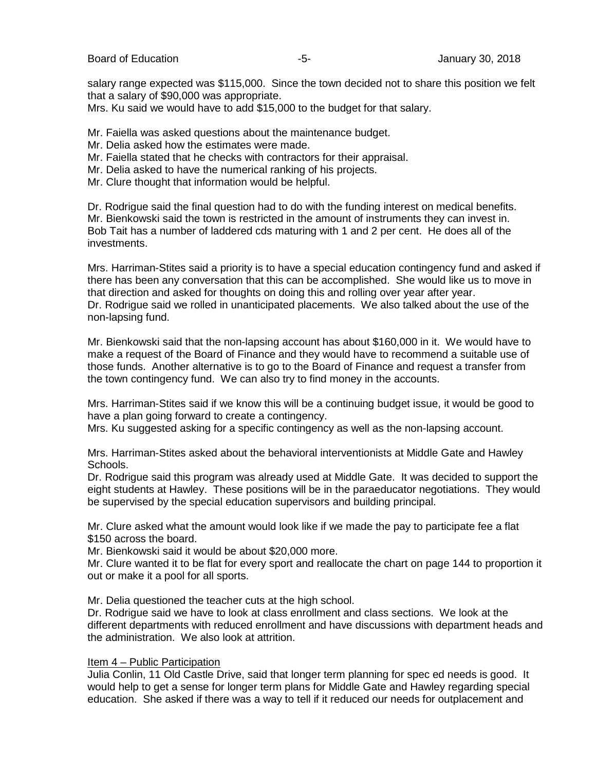salary range expected was $115,000. Since the town decided not to share this position we felt that a salary of $90,000 was appropriate.
Mrs. Ku said we would have to add $15,000 to the budget for that salary.

Mr. Faiella was asked questions about the maintenance budget.
Mr. Delia asked how the estimates were made.
Mr. Faiella stated that he checks with contractors for their appraisal.
Mr. Delia asked to have the numerical ranking of his projects.
Mr. Clure thought that information would be helpful.

Dr. Rodrigue said the final question had to do with the funding interest on medical benefits.
Mr. Bienkowski said the town is restricted in the amount of instruments they can invest in. Bob Tait has a number of laddered cds maturing with 1 and 2 per cent. He does all of the investments.

Mrs. Harriman-Stites said a priority is to have a special education contingency fund and asked if there has been any conversation that this can be accomplished. She would like us to move in that direction and asked for thoughts on doing this and rolling over year after year.
Dr. Rodrigue said we rolled in unanticipated placements. We also talked about the use of the non-lapsing fund.

Mr. Bienkowski said that the non-lapsing account has about $160,000 in it. We would have to make a request of the Board of Finance and they would have to recommend a suitable use of those funds. Another alternative is to go to the Board of Finance and request a transfer from the town contingency fund. We can also try to find money in the accounts.

Mrs. Harriman-Stites said if we know this will be a continuing budget issue, it would be good to have a plan going forward to create a contingency.
Mrs. Ku suggested asking for a specific contingency as well as the non-lapsing account.

Mrs. Harriman-Stites asked about the behavioral interventionists at Middle Gate and Hawley Schools.
Dr. Rodrigue said this program was already used at Middle Gate. It was decided to support the eight students at Hawley. These positions will be in the paraeducator negotiations. They would be supervised by the special education supervisors and building principal.

Mr. Clure asked what the amount would look like if we made the pay to participate fee a flat $150 across the board.
Mr. Bienkowski said it would be about $20,000 more.
Mr. Clure wanted it to be flat for every sport and reallocate the chart on page 144 to proportion it out or make it a pool for all sports.

Mr. Delia questioned the teacher cuts at the high school.
Dr. Rodrigue said we have to look at class enrollment and class sections. We look at the different departments with reduced enrollment and have discussions with department heads and the administration. We also look at attrition.

Item 4 – Public Participation
Julia Conlin, 11 Old Castle Drive, said that longer term planning for spec ed needs is good. It would help to get a sense for longer term plans for Middle Gate and Hawley regarding special education. She asked if there was a way to tell if it reduced our needs for outplacement and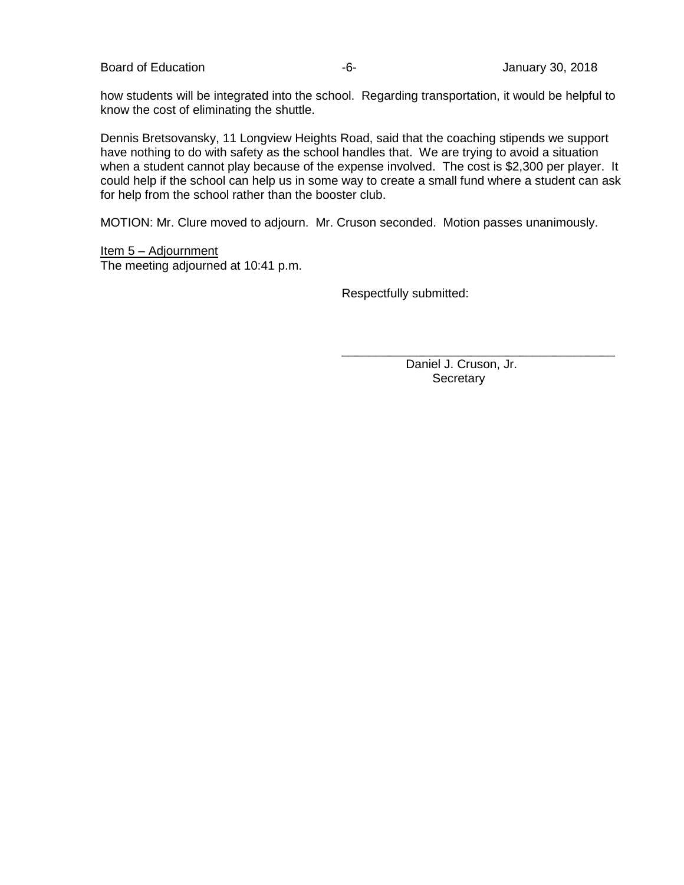how students will be integrated into the school. Regarding transportation, it would be helpful to know the cost of eliminating the shuttle.

Dennis Bretsovansky, 11 Longview Heights Road, said that the coaching stipends we support have nothing to do with safety as the school handles that. We are trying to avoid a situation when a student cannot play because of the expense involved. The cost is $2,300 per player. It could help if the school can help us in some way to create a small fund where a student can ask for help from the school rather than the booster club.

MOTION: Mr. Clure moved to adjourn. Mr. Cruson seconded. Motion passes unanimously.

Item 5 – Adjournment

The meeting adjourned at 10:41 p.m.

Respectfully submitted:

\_\_\_\_\_\_\_\_\_\_\_\_\_\_\_\_\_\_\_\_\_\_\_\_\_\_\_\_\_\_\_\_\_\_\_\_\_\_\_\_

Daniel J. Cruson, Jr.
Secretary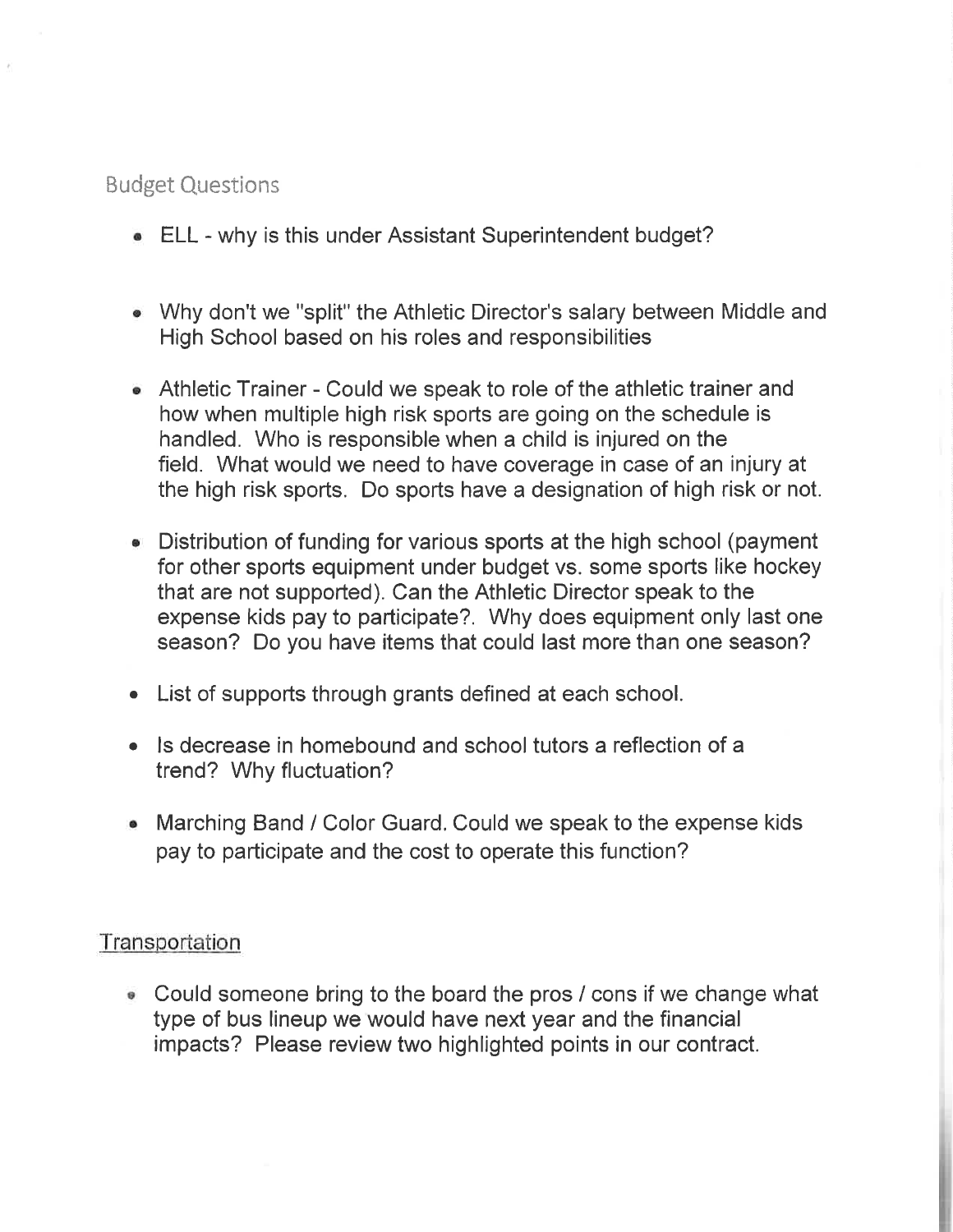## Budget Questions

- ELL - why is this under Assistant Superintendent budget?

- Why don't we "split" the Athletic Director's salary between Middle and High School based on his roles and responsibilities

- Athletic Trainer - Could we speak to role of the athletic trainer and how when multiple high risk sports are going on the schedule is handled. Who is responsible when a child is injured on the field. What would we need to have coverage in case of an injury at the high risk sports. Do sports have a designation of high risk or not.

- Distribution of funding for various sports at the high school (payment for other sports equipment under budget vs. some sports like hockey that are not supported). Can the Athletic Director speak to the expense kids pay to participate?. Why does equipment only last one season? Do you have items that could last more than one season?

- List of supports through grants defined at each school.

- Is decrease in homebound and school tutors a reflection of a trend? Why fluctuation?

- Marching Band / Color Guard. Could we speak to the expense kids pay to participate and the cost to operate this function?

## Transportation

- Could someone bring to the board the pros / cons if we change what type of bus lineup we would have next year and the financial impacts? Please review two highlighted points in our contract.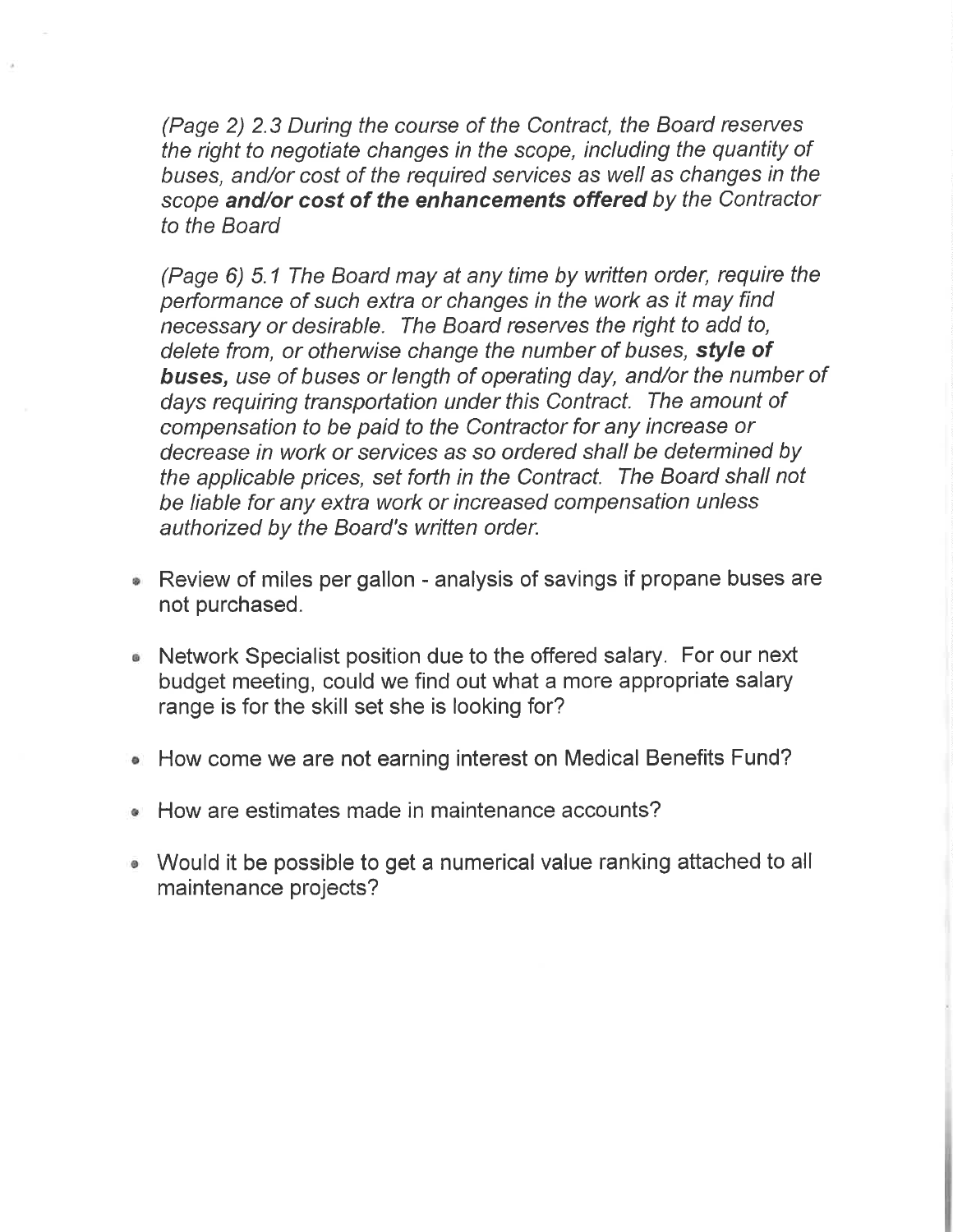*(Page 2) 2.3 During the course of the Contract, the Board reserves the right to negotiate changes in the scope, including the quantity of buses, and/or cost of the required services as well as changes in the scope* ***and/or cost of the enhancements offered*** *by the Contractor to the Board*

*(Page 6) 5.1 The Board may at any time by written order, require the performance of such extra or changes in the work as it may find necessary or desirable. The Board reserves the right to add to, delete from, or otherwise change the number of buses,* ***style of buses,*** *use of buses or length of operating day, and/or the number of days requiring transportation under this Contract. The amount of compensation to be paid to the Contractor for any increase or decrease in work or services as so ordered shall be determined by the applicable prices, set forth in the Contract. The Board shall not be liable for any extra work or increased compensation unless authorized by the Board's written order.*

- Review of miles per gallon - analysis of savings if propane buses are not purchased.
- Network Specialist position due to the offered salary. For our next budget meeting, could we find out what a more appropriate salary range is for the skill set she is looking for?
- How come we are not earning interest on Medical Benefits Fund?
- How are estimates made in maintenance accounts?
- Would it be possible to get a numerical value ranking attached to all maintenance projects?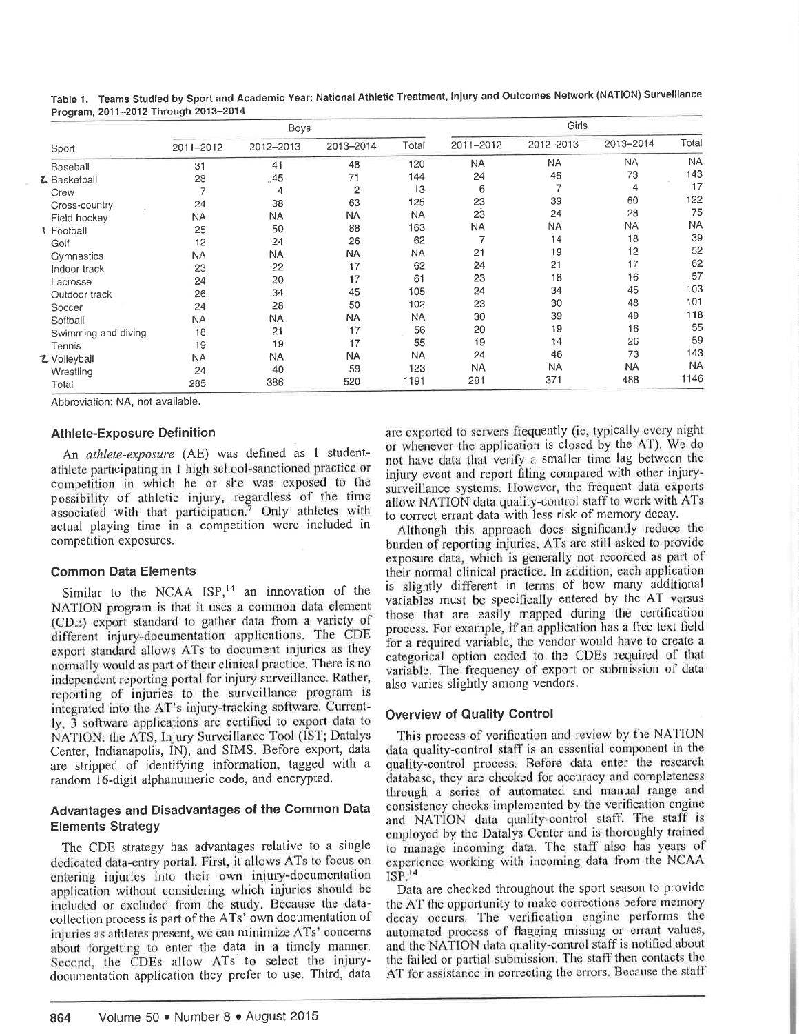Table 1. Teams Studied by Sport and Academic Year: National Athletic Treatment, Injury and Outcomes Network (NATION) Surveillance Program, 2011–2012 Through 2013–2014

| Sport | Boys | | | | Girls | | | |
|---|---|---|---|---|---|---|---|---|
| | 2011–2012 | 2012–2013 | 2013–2014 | Total | 2011–2012 | 2012–2013 | 2013–2014 | Total |
| Baseball | 31 | 41 | 48 | 120 | NA | NA | NA | NA |
| Basketball | 28 | 45 | 71 | 144 | 24 | 46 | 73 | 143 |
| Crew | 7 | 4 | 2 | 13 | 6 | 7 | 4 | 17 |
| Cross-country | 24 | 38 | 63 | 125 | 23 | 39 | 60 | 122 |
| Field hockey | NA | NA | NA | NA | 23 | 24 | 28 | 75 |
| Football | 25 | 50 | 88 | 163 | NA | NA | NA | NA |
| Golf | 12 | 24 | 26 | 62 | 7 | 14 | 18 | 39 |
| Gymnastics | NA | NA | NA | NA | 21 | 19 | 12 | 52 |
| Indoor track | 23 | 22 | 17 | 62 | 24 | 21 | 17 | 62 |
| Lacrosse | 24 | 20 | 17 | 61 | 23 | 18 | 16 | 57 |
| Outdoor track | 26 | 34 | 45 | 105 | 24 | 34 | 45 | 103 |
| Soccer | 24 | 28 | 50 | 102 | 23 | 30 | 48 | 101 |
| Softball | NA | NA | NA | NA | 30 | 39 | 49 | 118 |
| Swimming and diving | 18 | 21 | 17 | 56 | 20 | 19 | 16 | 55 |
| Tennis | 19 | 19 | 17 | 55 | 19 | 14 | 26 | 59 |
| Volleyball | NA | NA | NA | NA | 24 | 46 | 73 | 143 |
| Wrestling | 24 | 40 | 59 | 123 | NA | NA | NA | NA |
| Total | 285 | 386 | 520 | 1191 | 291 | 371 | 488 | 1146 |

Abbreviation: NA, not available.

### Athlete-Exposure Definition

An *athlete-exposure* (AE) was defined as 1 student-athlete participating in 1 high school-sanctioned practice or competition in which he or she was exposed to the possibility of athletic injury, regardless of the time associated with that participation.[7] Only athletes with actual playing time in a competition were included in competition exposures.

### Common Data Elements

Similar to the NCAA ISP,[14] an innovation of the NATION program is that it uses a common data element (CDE) export standard to gather data from a variety of different injury-documentation applications. The CDE export standard allows ATs to document injuries as they normally would as part of their clinical practice. There is no independent reporting portal for injury surveillance. Rather, reporting of injuries to the surveillance program is integrated into the AT's injury-tracking software. Currently, 3 software applications are certified to export data to NATION: the ATS, Injury Surveillance Tool (IST; Datalys Center, Indianapolis, IN), and SIMS. Before export, data are stripped of identifying information, tagged with a random 16-digit alphanumeric code, and encrypted.

### Advantages and Disadvantages of the Common Data Elements Strategy

The CDE strategy has advantages relative to a single dedicated data-entry portal. First, it allows ATs to focus on entering injuries into their own injury-documentation application without considering which injuries should be included or excluded from the study. Because the data-collection process is part of the ATs' own documentation of injuries as athletes present, we can minimize ATs' concerns about forgetting to enter the data in a timely manner. Second, the CDEs allow ATs to select the injury-documentation application they prefer to use. Third, data are exported to servers frequently (ie, typically every night or whenever the application is closed by the AT). We do not have data that verify a smaller time lag between the injury event and report filing compared with other injury-surveillance systems. However, the frequent data exports allow NATION data quality-control staff to work with ATs to correct errant data with less risk of memory decay.

Although this approach does significantly reduce the burden of reporting injuries, ATs are still asked to provide exposure data, which is generally not recorded as part of their normal clinical practice. In addition, each application is slightly different in terms of how many additional variables must be specifically entered by the AT versus those that are easily mapped during the certification process. For example, if an application has a free text field for a required variable, the vendor would have to create a categorical option coded to the CDEs required of that variable. The frequency of export or submission of data also varies slightly among vendors.

### Overview of Quality Control

This process of verification and review by the NATION data quality-control staff is an essential component in the quality-control process. Before data enter the research database, they are checked for accuracy and completeness through a series of automated and manual range and consistency checks implemented by the verification engine and NATION data quality-control staff. The staff is employed by the Datalys Center and is thoroughly trained to manage incoming data. The staff also has years of experience working with incoming data from the NCAA ISP.[14]

Data are checked throughout the sport season to provide the AT the opportunity to make corrections before memory decay occurs. The verification engine performs the automated process of flagging missing or errant values, and the NATION data quality-control staff is notified about the failed or partial submission. The staff then contacts the AT for assistance in correcting the errors. Because the staff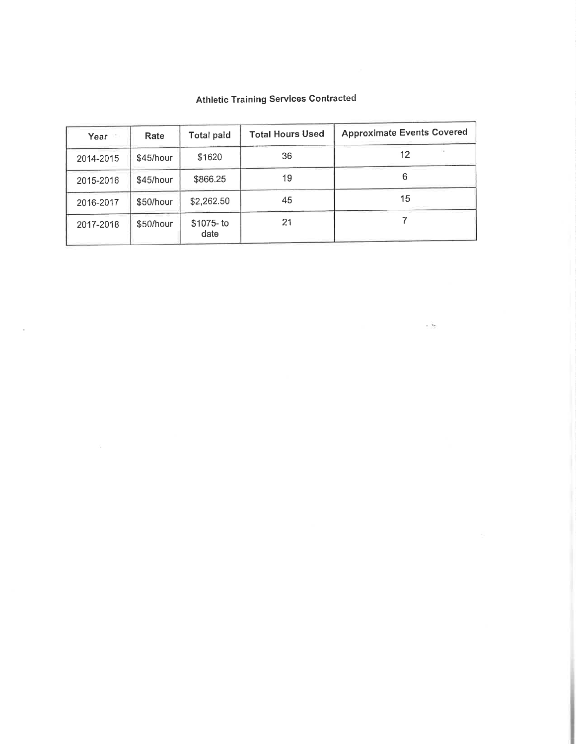## Athletic Training Services Contracted

| Year | Rate | Total paid | Total Hours Used | Approximate Events Covered |
|---|---|---|---|---|
| 2014-2015 | $45/hour | $1620 | 36 | 12 |
| 2015-2016 | $45/hour | $866.25 | 19 | 6 |
| 2016-2017 | $50/hour | $2,262.50 | 45 | 15 |
| 2017-2018 | $50/hour | $1075- to date | 21 | 7 |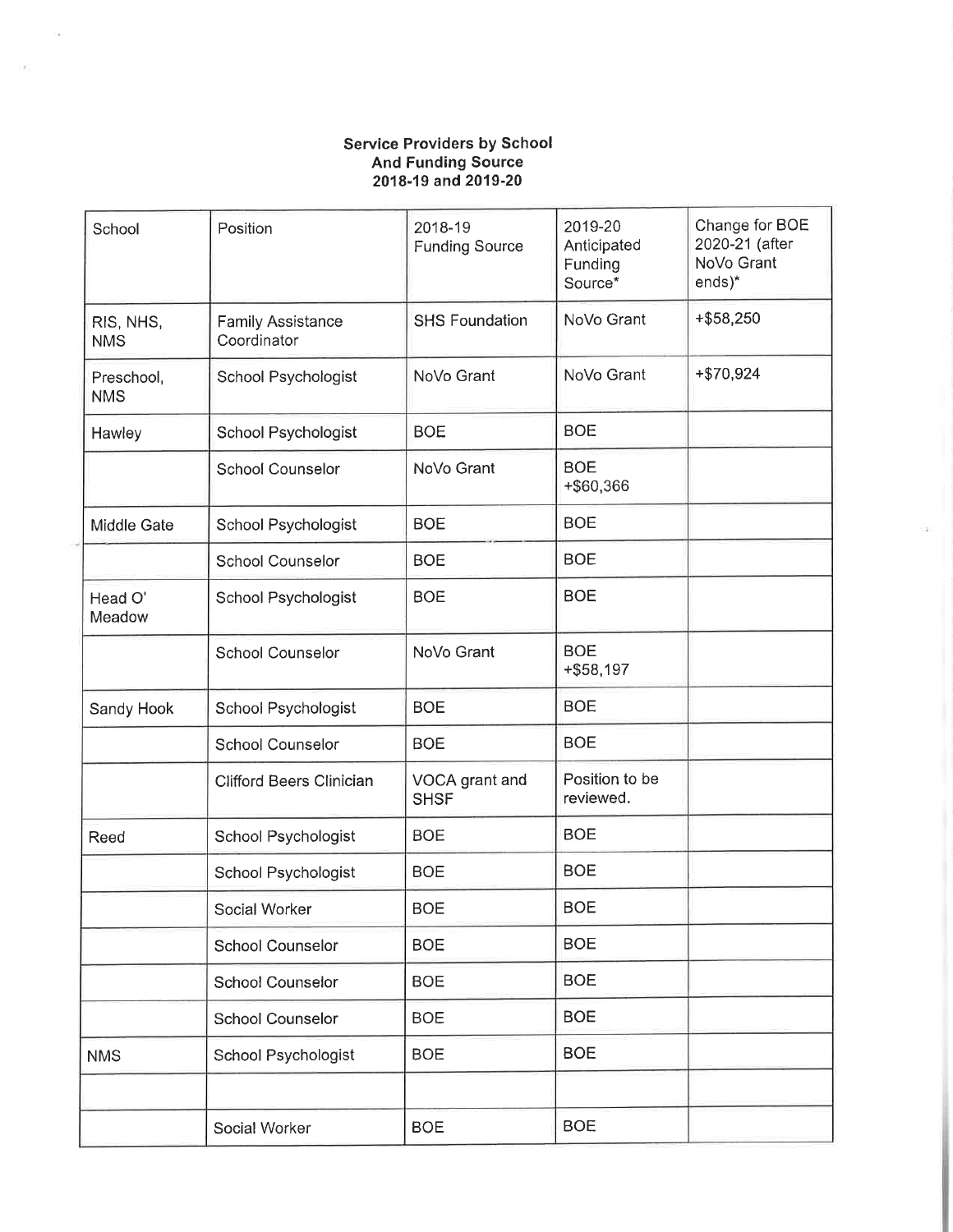**Service Providers by School**
**And Funding Source**
**2018-19 and 2019-20**

| School | Position | 2018-19 Funding Source | 2019-20 Anticipated Funding Source* | Change for BOE 2020-21 (after NoVo Grant ends)* |
|---|---|---|---|---|
| RIS, NHS, NMS | Family Assistance Coordinator | SHS Foundation | NoVo Grant | +$58,250 |
| Preschool, NMS | School Psychologist | NoVo Grant | NoVo Grant | +$70,924 |
| Hawley | School Psychologist | BOE | BOE | |
| | School Counselor | NoVo Grant | BOE +$60,366 | |
| Middle Gate | School Psychologist | BOE | BOE | |
| | School Counselor | BOE | BOE | |
| Head O' Meadow | School Psychologist | BOE | BOE | |
| | School Counselor | NoVo Grant | BOE +$58,197 | |
| Sandy Hook | School Psychologist | BOE | BOE | |
| | School Counselor | BOE | BOE | |
| | Clifford Beers Clinician | VOCA grant and SHSF | Position to be reviewed. | |
| Reed | School Psychologist | BOE | BOE | |
| | School Psychologist | BOE | BOE | |
| | Social Worker | BOE | BOE | |
| | School Counselor | BOE | BOE | |
| | School Counselor | BOE | BOE | |
| | School Counselor | BOE | BOE | |
| NMS | School Psychologist | BOE | BOE | |
| | | | | |
| | Social Worker | BOE | BOE | |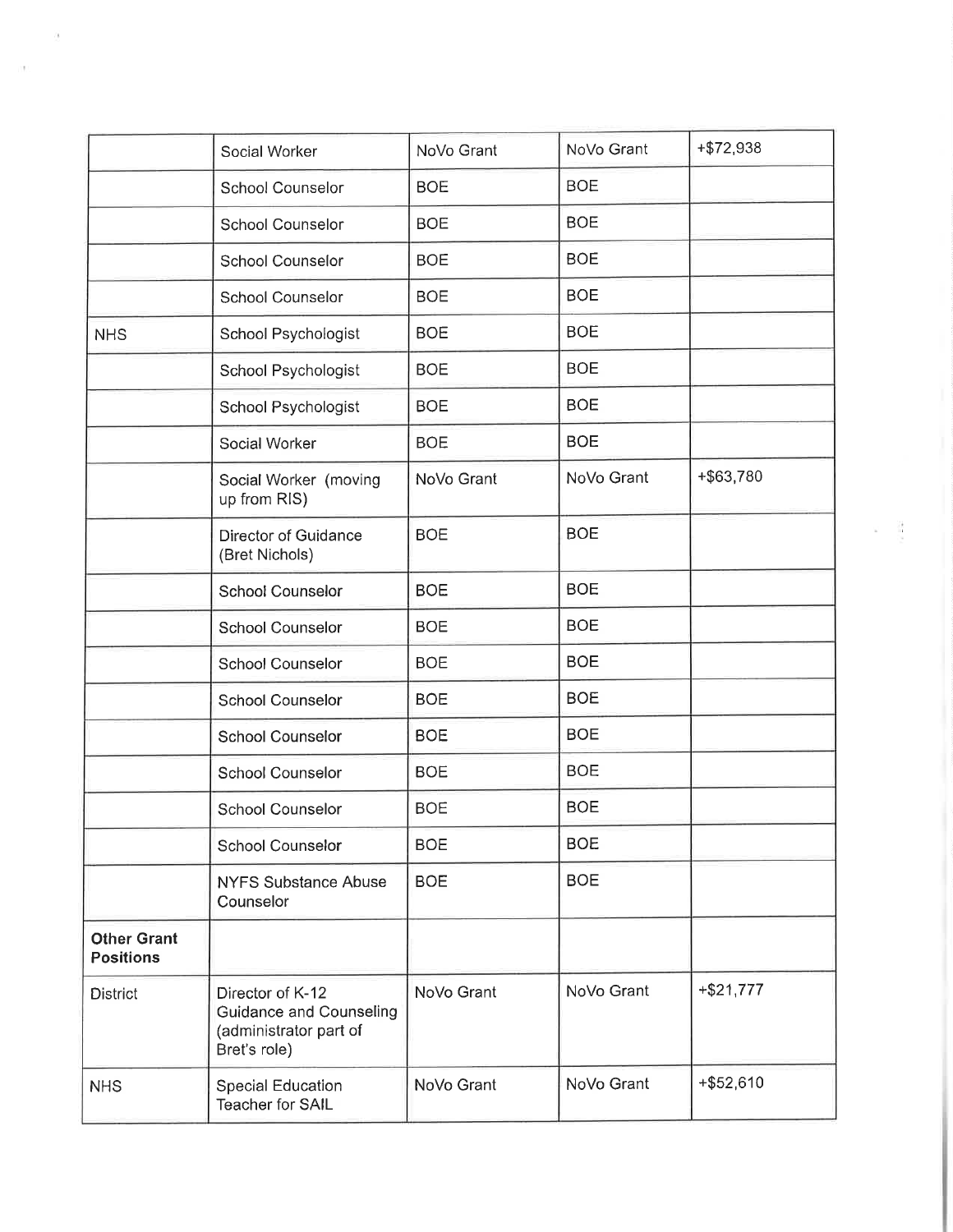| | | | | |
|---|---|---|---|---|
| | Social Worker | NoVo Grant | NoVo Grant | +$72,938 |
| | School Counselor | BOE | BOE | |
| | School Counselor | BOE | BOE | |
| | School Counselor | BOE | BOE | |
| | School Counselor | BOE | BOE | |
| NHS | School Psychologist | BOE | BOE | |
| | School Psychologist | BOE | BOE | |
| | School Psychologist | BOE | BOE | |
| | Social Worker | BOE | BOE | |
| | Social Worker (moving up from RIS) | NoVo Grant | NoVo Grant | +$63,780 |
| | Director of Guidance (Bret Nichols) | BOE | BOE | |
| | School Counselor | BOE | BOE | |
| | School Counselor | BOE | BOE | |
| | School Counselor | BOE | BOE | |
| | School Counselor | BOE | BOE | |
| | School Counselor | BOE | BOE | |
| | School Counselor | BOE | BOE | |
| | School Counselor | BOE | BOE | |
| | School Counselor | BOE | BOE | |
| | NYFS Substance Abuse Counselor | BOE | BOE | |
| **Other Grant Positions** | | | | |
| District | Director of K-12 Guidance and Counseling (administrator part of Bret's role) | NoVo Grant | NoVo Grant | +$21,777 |
| NHS | Special Education Teacher for SAIL | NoVo Grant | NoVo Grant | +$52,610 |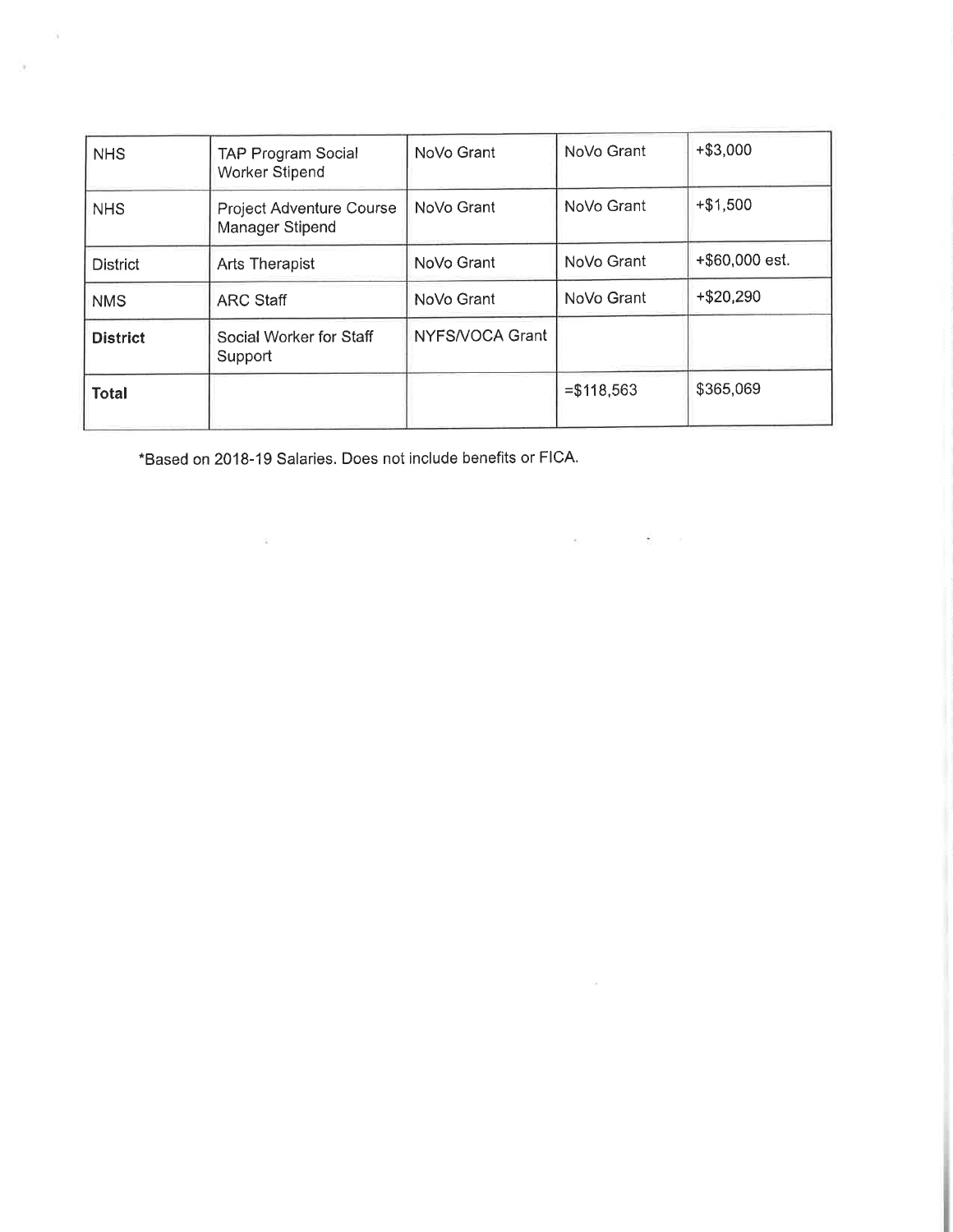| NHS | TAP Program Social Worker Stipend | NoVo Grant | NoVo Grant | +$3,000 |
|---|---|---|---|---|
| NHS | Project Adventure Course Manager Stipend | NoVo Grant | NoVo Grant | +$1,500 |
| District | Arts Therapist | NoVo Grant | NoVo Grant | +$60,000 est. |
| NMS | ARC Staff | NoVo Grant | NoVo Grant | +$20,290 |
| **District** | Social Worker for Staff Support | NYFS/VOCA Grant | | |
| **Total** | | | =$118,563 | $365,069 |

*Based on 2018-19 Salaries. Does not include benefits or FICA.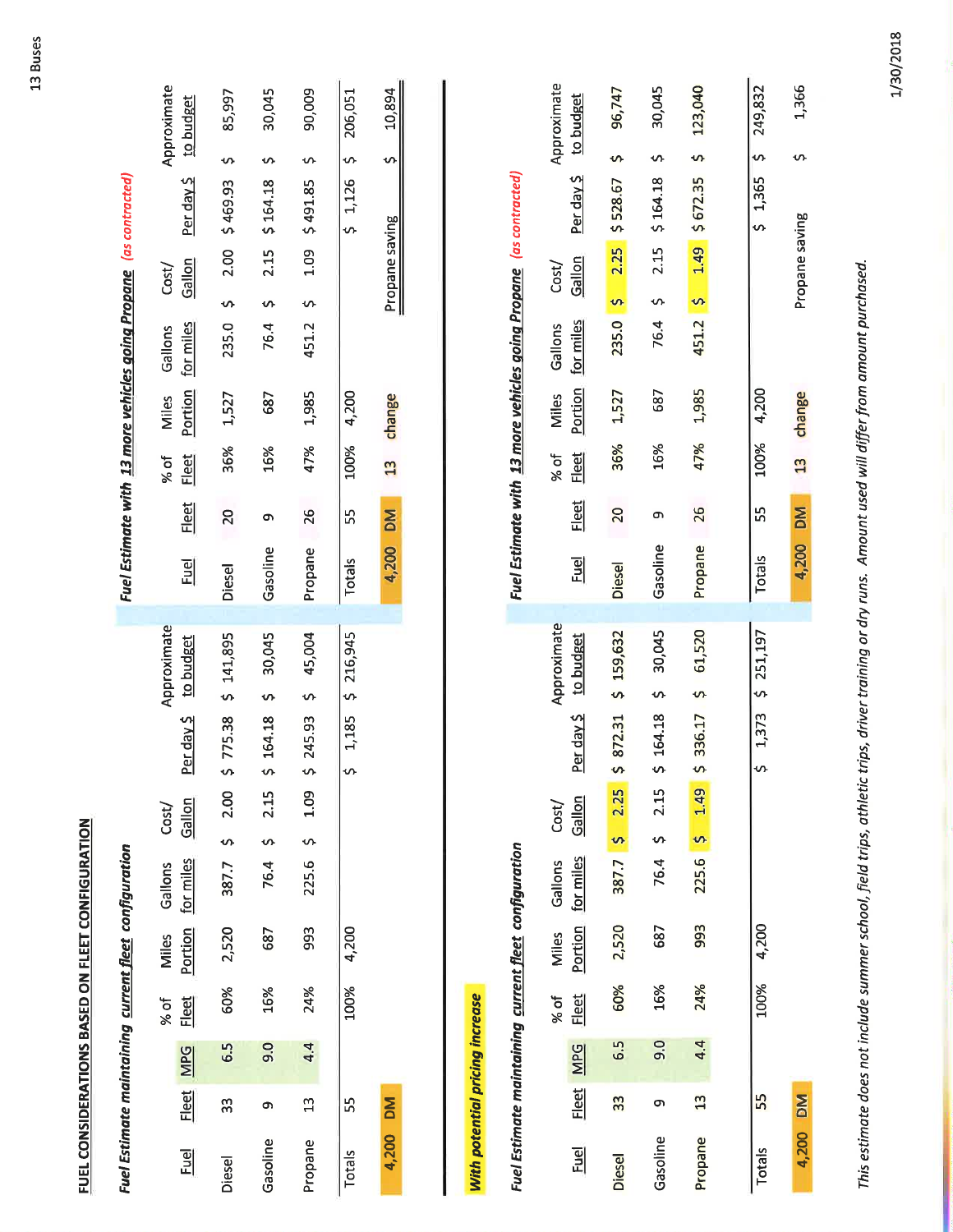## FUEL CONSIDERATIONS BASED ON FLEET CONFIGURATION

### *Fuel Estimate maintaining current fleet configuration*

| Fuel | Fleet | MPG | % of Fleet | Miles Portion | Gallons for miles | Cost/ Gallon | Per day $ | Approximate to budget |
|---|---|---|---|---|---|---|---|---|
| Diesel | 33 | 6.5 | 60% | 2,520 | 387.7 | $ 2.00 | $ 775.38 | $ 141,895 |
| Gasoline | 9 | 9.0 | 16% | 687 | 76.4 | $ 2.15 | $ 164.18 | $ 30,045 |
| Propane | 13 | 4.4 | 24% | 993 | 225.6 | $ 1.09 | $ 245.93 | $ 45,004 |
| Totals | 55 | | 100% | 4,200 | | | $ 1,185 | $ 216,945 |
| 4,200 DM | | | | | | | | |

### *Fuel Estimate with 13 more vehicles going Propane (as contracted)*

| Fuel | Fleet | % of Fleet | Miles Portion | Gallons for miles | Cost/ Gallon | Per day $ | Approximate to budget |
|---|---|---|---|---|---|---|---|
| Diesel | 20 | 36% | 1,527 | 235.0 | $ 2.00 | $ 469.93 | $ 85,997 |
| Gasoline | 9 | 16% | 687 | 76.4 | $ 2.15 | $ 164.18 | $ 30,045 |
| Propane | 26 | 47% | 1,985 | 451.2 | $ 1.09 | $ 491.85 | $ 90,009 |
| Totals | 55 | 100% | 4,200 | | | $ 1,126 | $ 206,051 |
| 4,200 DM | | 13 change | | | Propane saving | | $ 10,894 |

**With potential pricing increase**

### *Fuel Estimate maintaining current fleet configuration*

| Fuel | Fleet | MPG | % of Fleet | Miles Portion | Gallons for miles | Cost/ Gallon | Per day $ | Approximate to budget |
|---|---|---|---|---|---|---|---|---|
| Diesel | 33 | 6.5 | 60% | 2,520 | 387.7 | $ 2.25 | $ 872.31 | $ 159,632 |
| Gasoline | 9 | 9.0 | 16% | 687 | 76.4 | $ 2.15 | $ 164.18 | $ 30,045 |
| Propane | 13 | 4.4 | 24% | 993 | 225.6 | $ 1.49 | $ 336.17 | $ 61,520 |
| Totals | 55 | | 100% | 4,200 | | | $ 1,373 | $ 251,197 |
| 4,200 DM | | | | | | | | |

### *Fuel Estimate with 13 more vehicles going Propane (as contracted)*

| Fuel | Fleet | % of Fleet | Miles Portion | Gallons for miles | Cost/ Gallon | Per day $ | Approximate to budget |
|---|---|---|---|---|---|---|---|
| Diesel | 20 | 36% | 1,527 | 235.0 | $ 2.25 | $ 528.67 | $ 96,747 |
| Gasoline | 9 | 16% | 687 | 76.4 | $ 2.15 | $ 164.18 | $ 30,045 |
| Propane | 26 | 47% | 1,985 | 451.2 | $ 1.49 | $ 672.35 | $ 123,040 |
| Totals | 55 | 100% | 4,200 | | | $ 1,365 | $ 249,832 |
| 4,200 DM | | 13 change | | | Propane saving | | $ 1,366 |

*This estimate does not include summer school, field trips, athletic trips, driver training or dry runs. Amount used will differ from amount purchased.*

13 Buses

1/30/2018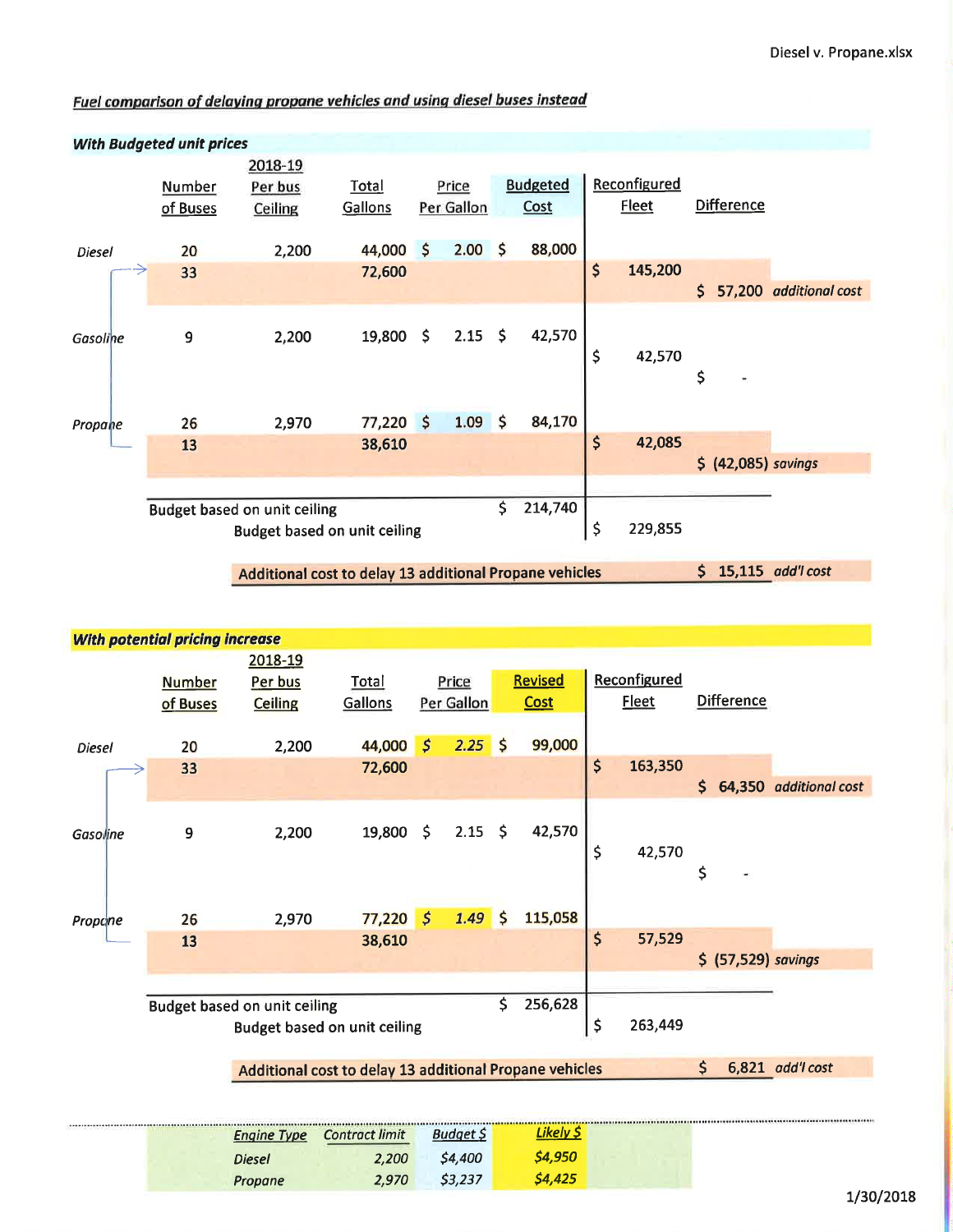## Fuel comparison of delaying propane vehicles and using diesel buses instead

### With Budgeted unit prices

| | Number of Buses | 2018-19 Per bus Ceiling | Total Gallons | Price Per Gallon | Budgeted Cost | Reconfigured Fleet | Difference | |
|---|---|---|---|---|---|---|---|---|
| Diesel | 20 | 2,200 | 44,000 | $ 2.00 | $ 88,000 | | | |
| | 33 | | 72,600 | | | $ 145,200 | $ 57,200 | additional cost |
| Gasoline | 9 | 2,200 | 19,800 | $ 2.15 | $ 42,570 | $ 42,570 | $ - | |
| Propane | 26 | 2,970 | 77,220 | $ 1.09 | $ 84,170 | | | |
| | 13 | | 38,610 | | | $ 42,085 | $ (42,085) | savings |
| Budget based on unit ceiling | | | | | $ 214,740 | | | |
| Budget based on unit ceiling | | | | | | $ 229,855 | | |
| Additional cost to delay 13 additional Propane vehicles | | | | | | | $ 15,115 | add'l cost |

### With potential pricing increase

| | Number of Buses | 2018-19 Per bus Ceiling | Total Gallons | Price Per Gallon | Revised Cost | Reconfigured Fleet | Difference | |
|---|---|---|---|---|---|---|---|---|
| Diesel | 20 | 2,200 | 44,000 | $ 2.25 | $ 99,000 | | | |
| | 33 | | 72,600 | | | $ 163,350 | $ 64,350 | additional cost |
| Gasoline | 9 | 2,200 | 19,800 | $ 2.15 | $ 42,570 | $ 42,570 | $ - | |
| Propane | 26 | 2,970 | 77,220 | $ 1.49 | $ 115,058 | | | |
| | 13 | | 38,610 | | | $ 57,529 | $ (57,529) | savings |
| Budget based on unit ceiling | | | | | $ 256,628 | | | |
| Budget based on unit ceiling | | | | | | $ 263,449 | | |
| Additional cost to delay 13 additional Propane vehicles | | | | | | | $ 6,821 | add'l cost |

| Engine Type | Contract limit | Budget $ | Likely $ |
|---|---|---|---|
| Diesel | 2,200 | $4,400 | $4,950 |
| Propane | 2,970 | $3,237 | $4,425 |

1/30/2018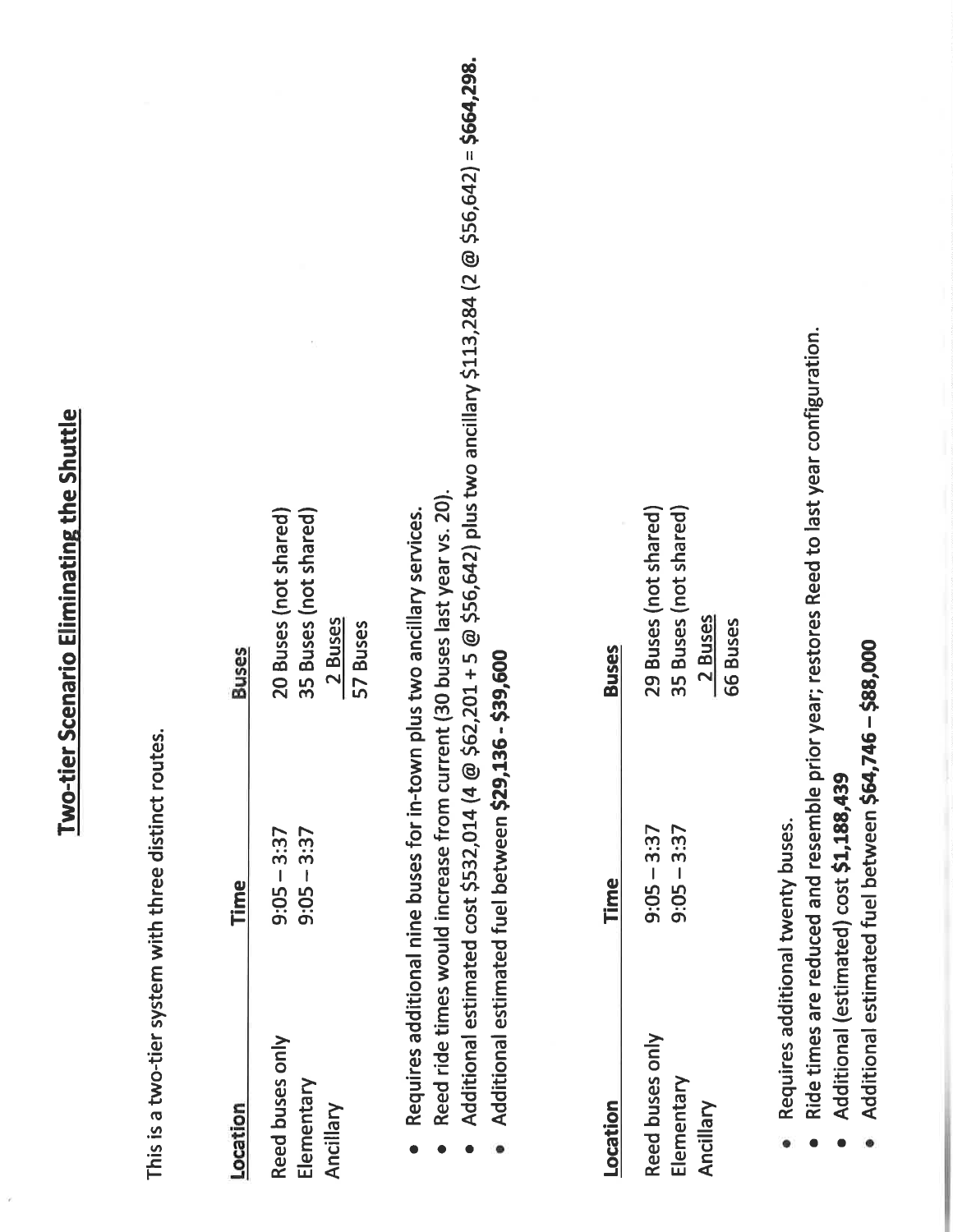# Two-tier Scenario Eliminating the Shuttle

This is a two-tier system with three distinct routes.

| Location | Time | Buses |
| --- | --- | --- |
| Reed buses only | 9:05 – 3:37 | 20 Buses (not shared) |
| Elementary | 9:05 – 3:37 | 35 Buses (not shared) |
| Ancillary | | 2 Buses |
| | | 57 Buses |

- Requires additional nine buses for in-town plus two ancillary services.
- Reed ride times would increase from current (30 buses last year vs. 20).
- Additional estimated cost $532,014 (4 @ $62,201 + 5 @ $56,642) plus two ancillary $113,284 (2 @ $56,642) = **$664,298.**
- Additional estimated fuel between **$29,136 - $39,600**

| Location | Time | Buses |
| --- | --- | --- |
| Reed buses only | 9:05 – 3:37 | 29 Buses (not shared) |
| Elementary | 9:05 – 3:37 | 35 Buses (not shared) |
| Ancillary | | 2 Buses |
| | | 66 Buses |

- Requires additional twenty buses.
- Ride times are reduced and resemble prior year; restores Reed to last year configuration.
- Additional (estimated) cost **$1,188,439**
- Additional estimated fuel between **$64,746 – $88,000**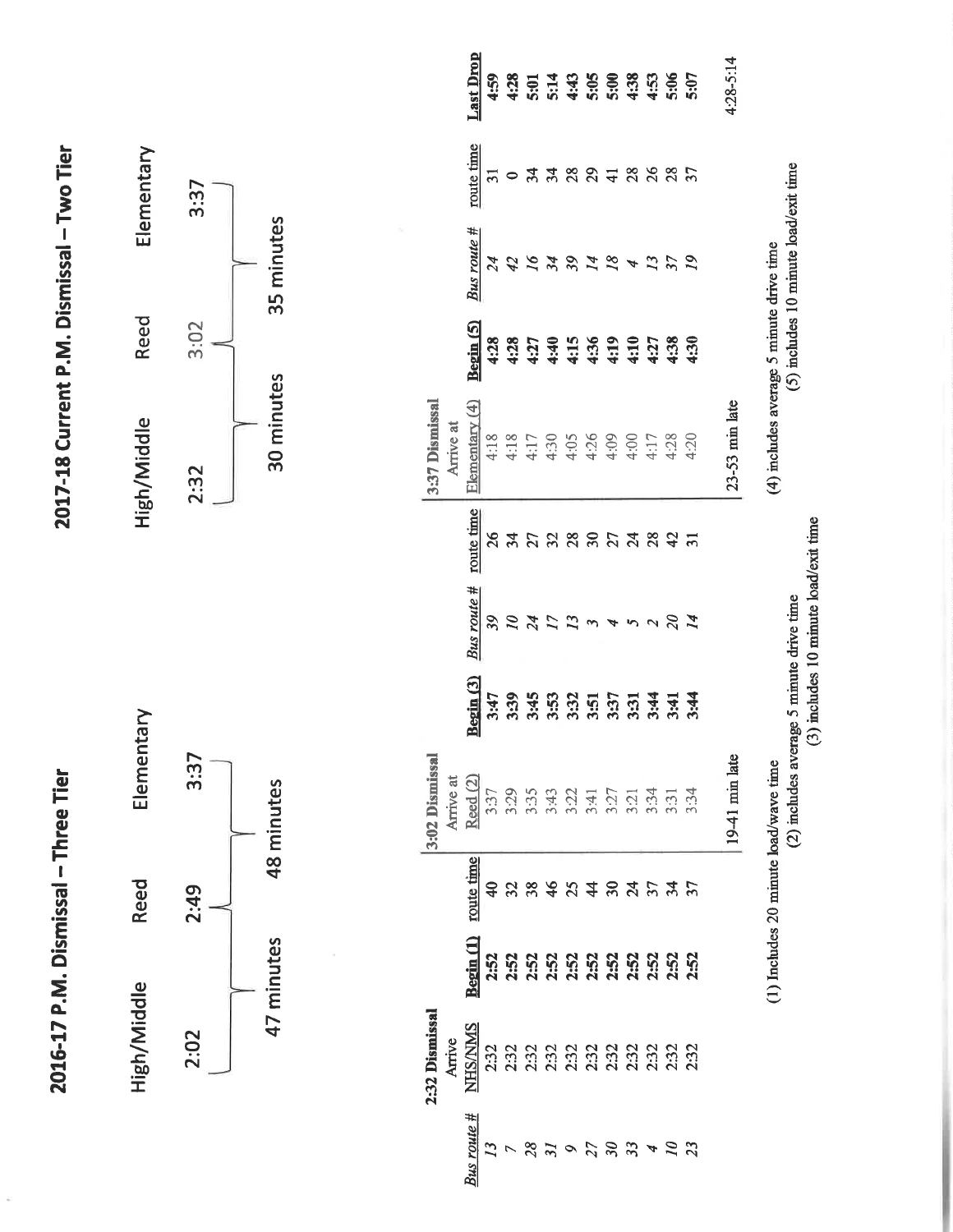# 2016-17 P.M. Dismissal – Three Tier

| High/Middle | | Reed | | Elementary |
|---|---|---|---|---|
| 2:02 | | 2:49 | | 3:37 |
| | 47 minutes | | 48 minutes | |

| Bus route # | 2:32 Dismissal Arrive NHS/NMS | Begin (1) | route time | 3:02 Dismissal Arrive at Reed (2) | Begin (3) | Bus route # | route time | 3:37 Dismissal Arrive at Elementary (4) | Begin (5) | Bus route # | route time | Last Drop |
|---|---|---|---|---|---|---|---|---|---|---|---|---|
| 13 | 2:32 | 2:52 | 40 | 3:37 | 3:47 | 39 | 26 | 4:18 | 4:28 | 24 | 31 | 4:59 |
| 7 | 2:32 | 2:52 | 32 | 3:29 | 3:39 | 10 | 34 | 4:18 | 4:28 | 42 | 0 | 4:28 |
| 28 | 2:32 | 2:52 | 38 | 3:35 | 3:45 | 24 | 27 | 4:17 | 4:27 | 16 | 34 | 5:01 |
| 31 | 2:32 | 2:52 | 46 | 3:43 | 3:53 | 17 | 32 | 4:30 | 4:40 | 34 | 34 | 5:14 |
| 9 | 2:32 | 2:52 | 25 | 3:22 | 3:32 | 13 | 28 | 4:05 | 4:15 | 39 | 28 | 4:43 |
| 27 | 2:32 | 2:52 | 44 | 3:41 | 3:51 | 3 | 30 | 4:26 | 4:36 | 14 | 29 | 5:05 |
| 30 | 2:32 | 2:52 | 30 | 3:27 | 3:37 | 4 | 27 | 4:09 | 4:19 | 18 | 41 | 5:00 |
| 33 | 2:32 | 2:52 | 24 | 3:21 | 3:31 | 5 | 24 | 4:00 | 4:10 | 4 | 28 | 4:38 |
| 4 | 2:32 | 2:52 | 37 | 3:34 | 3:44 | 2 | 28 | 4:17 | 4:27 | 13 | 26 | 4:53 |
| 10 | 2:32 | 2:52 | 34 | 3:31 | 3:41 | 20 | 42 | 4:28 | 4:38 | 37 | 28 | 5:06 |
| 23 | 2:32 | 2:52 | 37 | 3:34 | 3:44 | 14 | 31 | 4:20 | 4:30 | 19 | 37 | 5:07 |
| | | | | 19-41 min late | | | | 23-53 min late | | | | 4:28-5:14 |

# 2017-18 Current P.M. Dismissal – Two Tier

| High/Middle | | Reed | | Elementary |
|---|---|---|---|---|
| 2:32 | | 3:02 | | 3:37 |
| | 30 minutes | | 35 minutes | |

(1) Includes 20 minute load/wave time

(2) includes average 5 minute drive time

(3) includes 10 minute load/exit time

(4) includes average 5 minute drive time

(5) includes 10 minute load/exit time